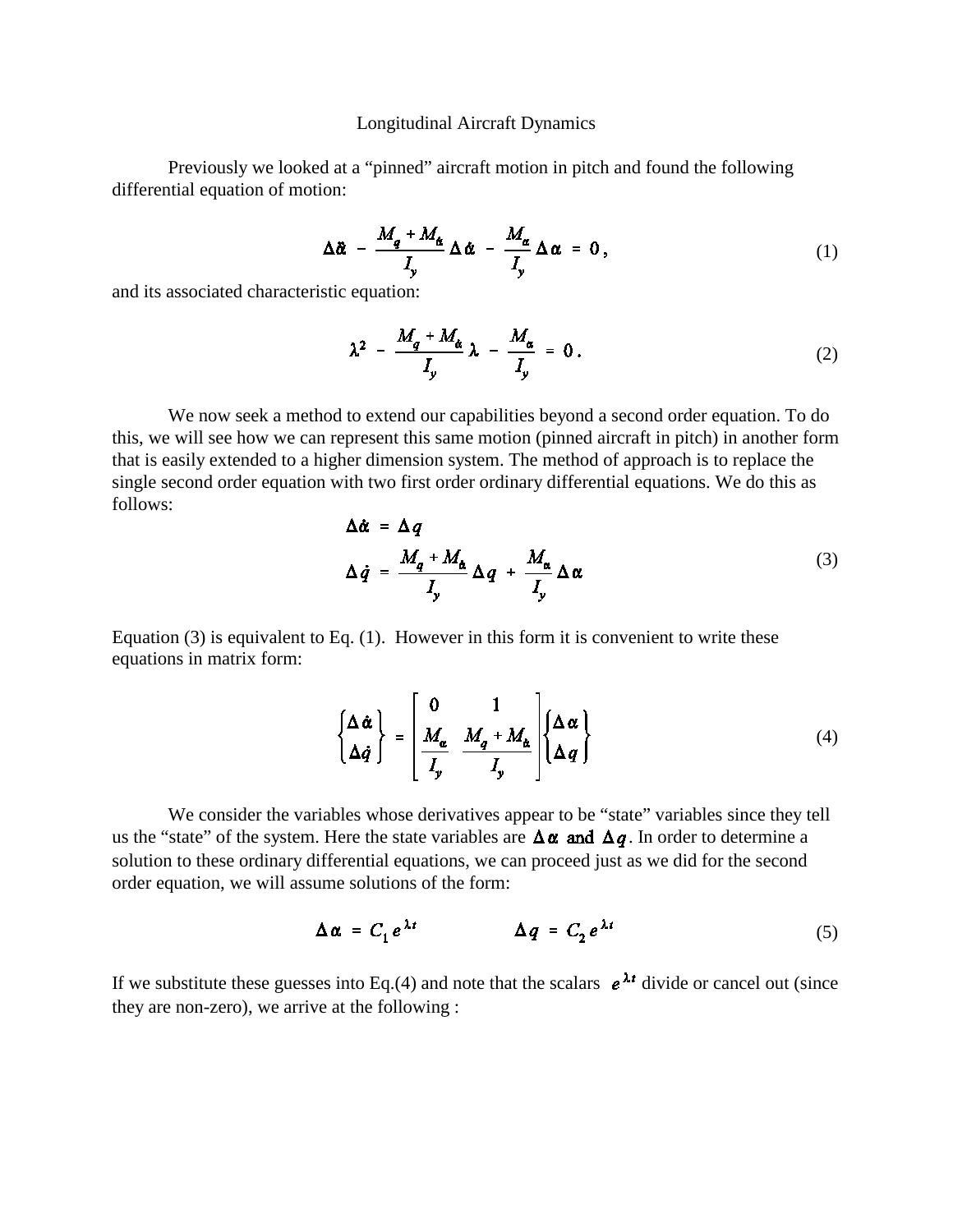# Longitudinal Aircraft Dynamics

Previously we looked at a "pinned" aircraft motion in pitch and found the following differential equation of motion:

$$\Delta\ddot{\alpha} \; - \; \frac{M_q + M_{\dot{\alpha}}}{I_y}\,\Delta\dot{\alpha} \; - \; \frac{M_\alpha}{I_y}\,\Delta\alpha \; = \; 0\,, \tag{1}$$

and its associated characteristic equation:

$$\lambda^2 \; - \; \frac{M_q + M_{\dot{\alpha}}}{I_y}\,\lambda \; - \; \frac{M_\alpha}{I_y} \; = \; 0\,. \tag{2}$$

We now seek a method to extend our capabilities beyond a second order equation. To do this, we will see how we can represent this same motion (pinned aircraft in pitch) in another form that is easily extended to a higher dimension system. The method of approach is to replace the single second order equation with two first order ordinary differential equations. We do this as follows:

$$\begin{aligned} \Delta\dot{\alpha} \; &= \; \Delta q \\ \Delta\dot{q} \; &= \; \frac{M_q + M_{\dot{\alpha}}}{I_y}\,\Delta q \; + \; \frac{M_\alpha}{I_y}\,\Delta\alpha \end{aligned} \tag{3}$$

Equation (3) is equivalent to Eq. (1). However in this form it is convenient to write these equations in matrix form:

$$\begin{Bmatrix} \Delta\dot{\alpha} \\ \Delta\dot{q} \end{Bmatrix} = \begin{bmatrix} 0 & 1 \\ \dfrac{M_\alpha}{I_y} & \dfrac{M_q + M_{\dot{\alpha}}}{I_y} \end{bmatrix} \begin{Bmatrix} \Delta\alpha \\ \Delta q \end{Bmatrix} \tag{4}$$

We consider the variables whose derivatives appear to be "state" variables since they tell us the "state" of the system. Here the state variables are $\Delta\alpha$ and $\Delta q$. In order to determine a solution to these ordinary differential equations, we can proceed just as we did for the second order equation, we will assume solutions of the form:

$$\Delta\alpha \; = \; C_1\,e^{\lambda t} \qquad\qquad \Delta q \; = \; C_2\,e^{\lambda t} \tag{5}$$

If we substitute these guesses into Eq.(4) and note that the scalars $e^{\lambda t}$ divide or cancel out (since they are non-zero), we arrive at the following :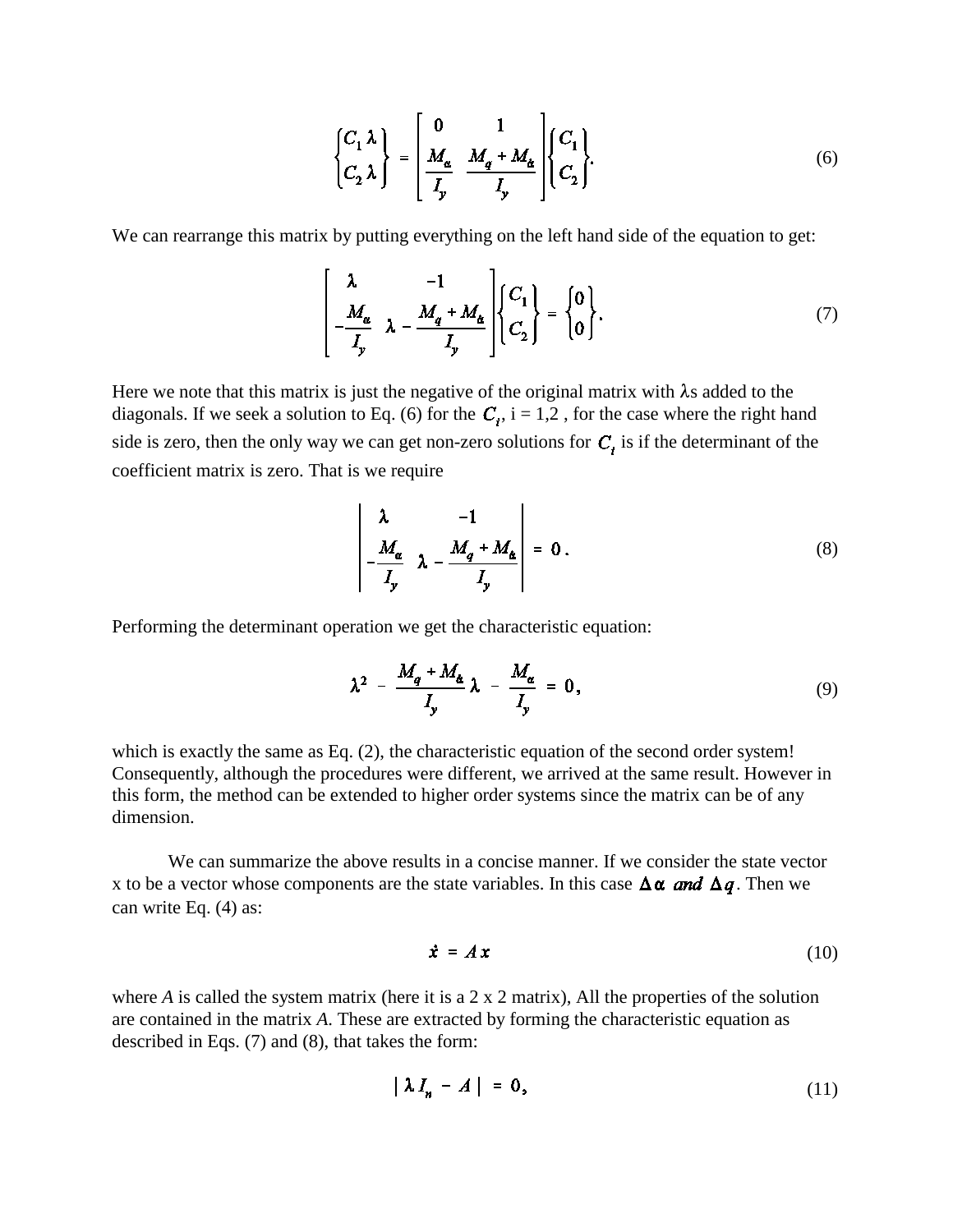$$\begin{Bmatrix} C_1 \lambda \\ C_2 \lambda \end{Bmatrix} = \begin{bmatrix} 0 & 1 \\ \dfrac{M_\alpha}{I_y} & \dfrac{M_q + M_{\dot{\alpha}}}{I_y} \end{bmatrix} \begin{Bmatrix} C_1 \\ C_2 \end{Bmatrix}. \tag{6}$$

We can rearrange this matrix by putting everything on the left hand side of the equation to get:

$$\begin{bmatrix} \lambda & -1 \\ -\dfrac{M_\alpha}{I_y} & \lambda - \dfrac{M_q + M_{\dot{\alpha}}}{I_y} \end{bmatrix} \begin{Bmatrix} C_1 \\ C_2 \end{Bmatrix} = \begin{Bmatrix} 0 \\ 0 \end{Bmatrix}. \tag{7}$$

Here we note that this matrix is just the negative of the original matrix with $\lambda$s added to the diagonals. If we seek a solution to Eq. (6) for the $C_i$, i = 1,2 , for the case where the right hand side is zero, then the only way we can get non-zero solutions for $C_i$ is if the determinant of the coefficient matrix is zero. That is we require

$$\begin{vmatrix} \lambda & -1 \\ -\dfrac{M_\alpha}{I_y} & \lambda - \dfrac{M_q + M_{\dot{\alpha}}}{I_y} \end{vmatrix} = 0\,. \tag{8}$$

Performing the determinant operation we get the characteristic equation:

$$\lambda^2 - \frac{M_q + M_{\dot{\alpha}}}{I_y}\lambda - \frac{M_\alpha}{I_y} = 0, \tag{9}$$

which is exactly the same as Eq. (2), the characteristic equation of the second order system! Consequently, although the procedures were different, we arrived at the same result. However in this form, the method can be extended to higher order systems since the matrix can be of any dimension.

We can summarize the above results in a concise manner. If we consider the state vector x to be a vector whose components are the state variables. In this case $\Delta\alpha$ *and* $\Delta q$. Then we can write Eq. (4) as:

$$\dot{x} = A\,x \tag{10}$$

where *A* is called the system matrix (here it is a 2 x 2 matrix), All the properties of the solution are contained in the matrix *A*. These are extracted by forming the characteristic equation as described in Eqs. (7) and (8), that takes the form:

$$|\,\lambda I_n - A\,| = 0, \tag{11}$$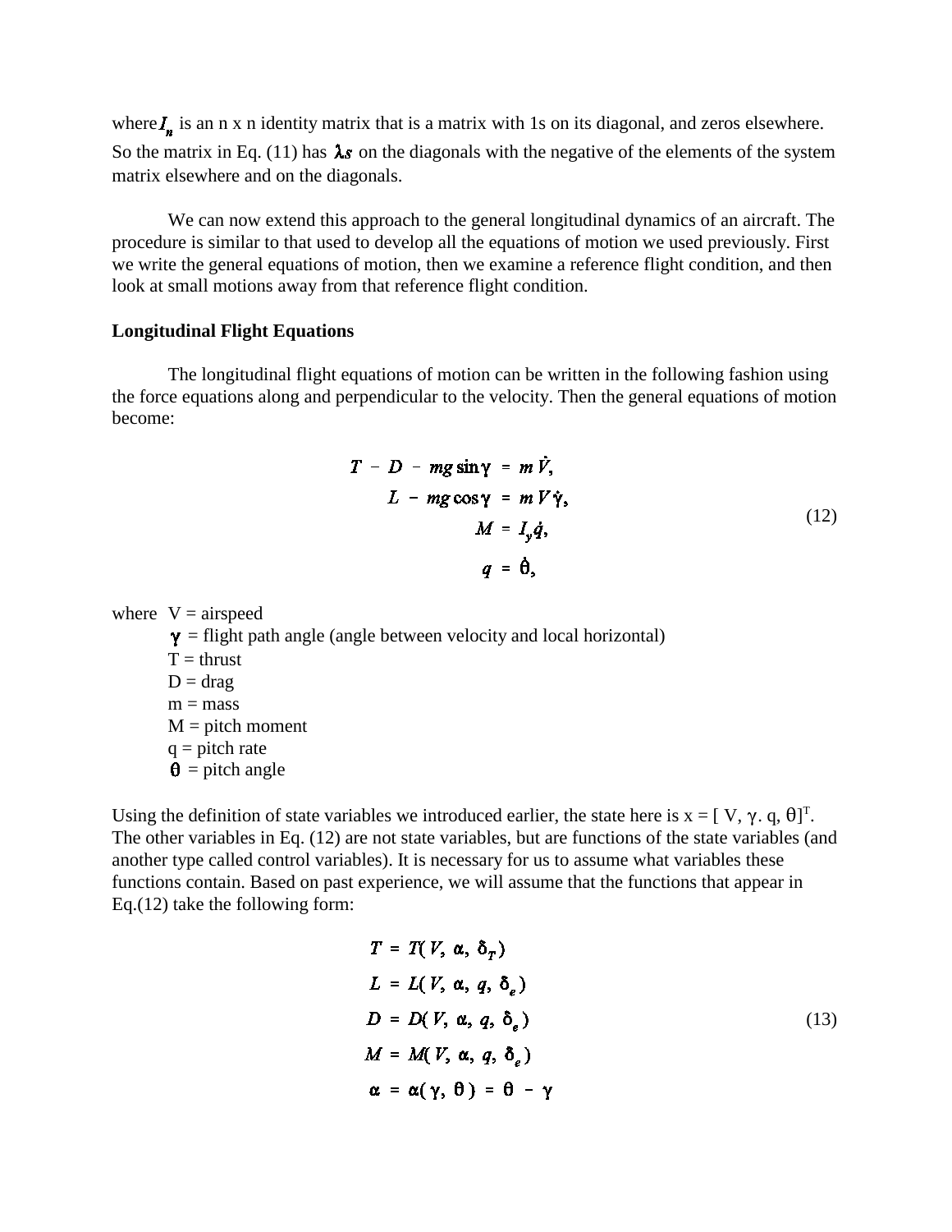where $I_n$ is an n x n identity matrix that is a matrix with 1s on its diagonal, and zeros elsewhere. So the matrix in Eq. (11) has $\lambda s$ on the diagonals with the negative of the elements of the system matrix elsewhere and on the diagonals.

We can now extend this approach to the general longitudinal dynamics of an aircraft. The procedure is similar to that used to develop all the equations of motion we used previously. First we write the general equations of motion, then we examine a reference flight condition, and then look at small motions away from that reference flight condition.

**Longitudinal Flight Equations**

The longitudinal flight equations of motion can be written in the following fashion using the force equations along and perpendicular to the velocity. Then the general equations of motion become:

$$
\begin{aligned}
T - D - mg\sin\gamma &= m\dot{V}, \\
L - mg\cos\gamma &= mV\dot{\gamma}, \\
M &= I_y\dot{q}, \\
q &= \dot{\theta},
\end{aligned}
\tag{12}
$$

where V = airspeed
$\gamma$ = flight path angle (angle between velocity and local horizontal)
T = thrust
D = drag
m = mass
M = pitch moment
q = pitch rate
$\theta$ = pitch angle

Using the definition of state variables we introduced earlier, the state here is $x = [\, V, \gamma. q, \theta]^T$. The other variables in Eq. (12) are not state variables, but are functions of the state variables (and another type called control variables). It is necessary for us to assume what variables these functions contain. Based on past experience, we will assume that the functions that appear in Eq.(12) take the following form:

$$
\begin{aligned}
T &= T(V, \alpha, \delta_T) \\
L &= L(V, \alpha, q, \delta_e) \\
D &= D(V, \alpha, q, \delta_e) \\
M &= M(V, \alpha, q, \delta_e) \\
\alpha &= \alpha(\gamma, \theta) = \theta - \gamma
\end{aligned}
\tag{13}
$$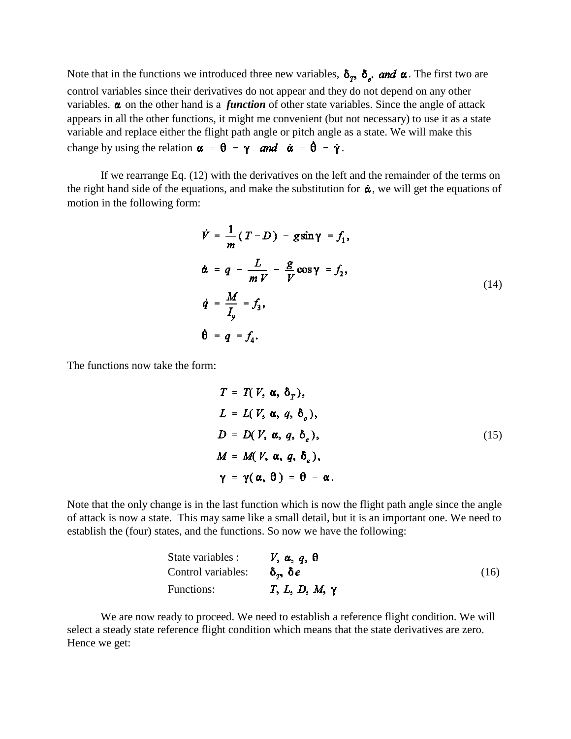Note that in the functions we introduced three new variables, $\delta_T, \delta_e,$ *and* $\alpha$. The first two are control variables since their derivatives do not appear and they do not depend on any other variables. $\alpha$ on the other hand is a ***function*** of other state variables. Since the angle of attack appears in all the other functions, it might me convenient (but not necessary) to use it as a state variable and replace either the flight path angle or pitch angle as a state. We will make this change by using the relation $\alpha = \theta - \gamma$ *and* $\dot{\alpha} = \dot{\theta} - \dot{\gamma}$.

If we rearrange Eq. (12) with the derivatives on the left and the remainder of the terms on the right hand side of the equations, and make the substitution for $\dot{\alpha}$, we will get the equations of motion in the following form:

$$
\begin{aligned}
\dot{V} &= \frac{1}{m}(T - D) - g\sin\gamma = f_1, \\
\dot{\alpha} &= q - \frac{L}{mV} - \frac{g}{V}\cos\gamma = f_2, \\
\dot{q} &= \frac{M}{I_y} = f_3, \\
\dot{\theta} &= q = f_4.
\end{aligned}
\tag{14}
$$

The functions now take the form:

$$
\begin{aligned}
T &= T(V, \alpha, \delta_T), \\
L &= L(V, \alpha, q, \delta_e), \\
D &= D(V, \alpha, q, \delta_e), \\
M &= M(V, \alpha, q, \delta_e), \\
\gamma &= \gamma(\alpha, \theta) = \theta - \alpha.
\end{aligned}
\tag{15}
$$

Note that the only change is in the last function which is now the flight path angle since the angle of attack is now a state. This may same like a small detail, but it is an important one. We need to establish the (four) states, and the functions. So now we have the following:

$$
\begin{aligned}
&\text{State variables :} && V, \alpha, q, \theta \\
&\text{Control variables:} && \delta_T, \delta e \\
&\text{Functions:} && T, L, D, M, \gamma
\end{aligned}
\tag{16}
$$

We are now ready to proceed. We need to establish a reference flight condition. We will select a steady state reference flight condition which means that the state derivatives are zero. Hence we get: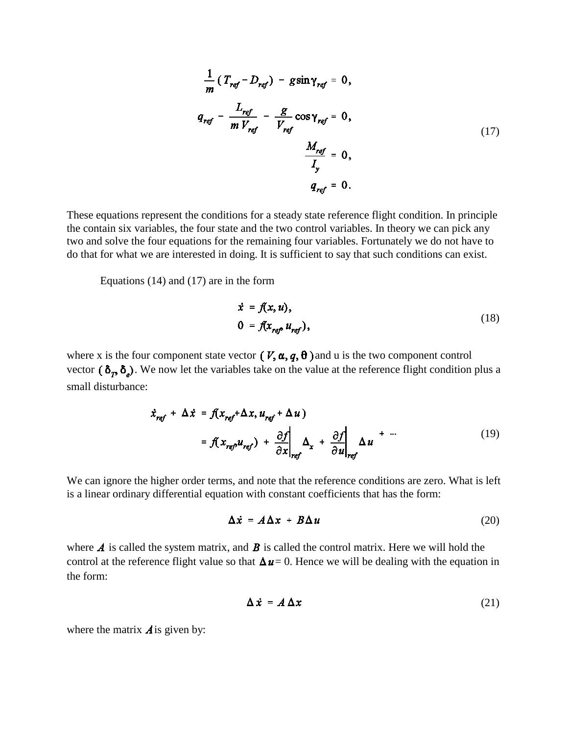$$
\begin{aligned}
\frac{1}{m}\left(T_{ref} - D_{ref}\right) - g\sin\gamma_{ref} &= 0,\\
q_{ref} - \frac{L_{ref}}{m V_{ref}} - \frac{g}{V_{ref}}\cos\gamma_{ref} &= 0,\\
\frac{M_{ref}}{I_y} &= 0,\\
q_{ref} &= 0.
\end{aligned}
\tag{17}
$$

These equations represent the conditions for a steady state reference flight condition. In principle the contain six variables, the four state and the two control variables. In theory we can pick any two and solve the four equations for the remaining four variables. Fortunately we do not have to do that for what we are interested in doing. It is sufficient to say that such conditions can exist.

Equations (14) and (17) are in the form

$$
\begin{aligned}
\dot{x} &= f(x, u),\\
0 &= f(x_{ref}, u_{ref}),
\end{aligned}
\tag{18}
$$

where x is the four component state vector $(V, \alpha, q, \theta)$ and u is the two component control vector $(\delta_T, \delta_e)$. We now let the variables take on the value at the reference flight condition plus a small disturbance:

$$
\begin{aligned}
\dot{x}_{ref} + \Delta\dot{x} &= f(x_{ref} + \Delta x, u_{ref} + \Delta u)\\
&= f(x_{ref} u_{ref}) + \left.\frac{\partial f}{\partial x}\right|_{ref} \Delta_x + \left.\frac{\partial f}{\partial u}\right|_{ref} \Delta u + \cdots
\end{aligned}
\tag{19}
$$

We can ignore the higher order terms, and note that the reference conditions are zero. What is left is a linear ordinary differential equation with constant coefficients that has the form:

$$
\Delta\dot{x} = A\Delta x + B\Delta u \tag{20}
$$

where $A$ is called the system matrix, and $B$ is called the control matrix. Here we will hold the control at the reference flight value so that $\Delta u = 0$. Hence we will be dealing with the equation in the form:

$$
\Delta\dot{x} = A\,\Delta x \tag{21}
$$

where the matrix $A$ is given by: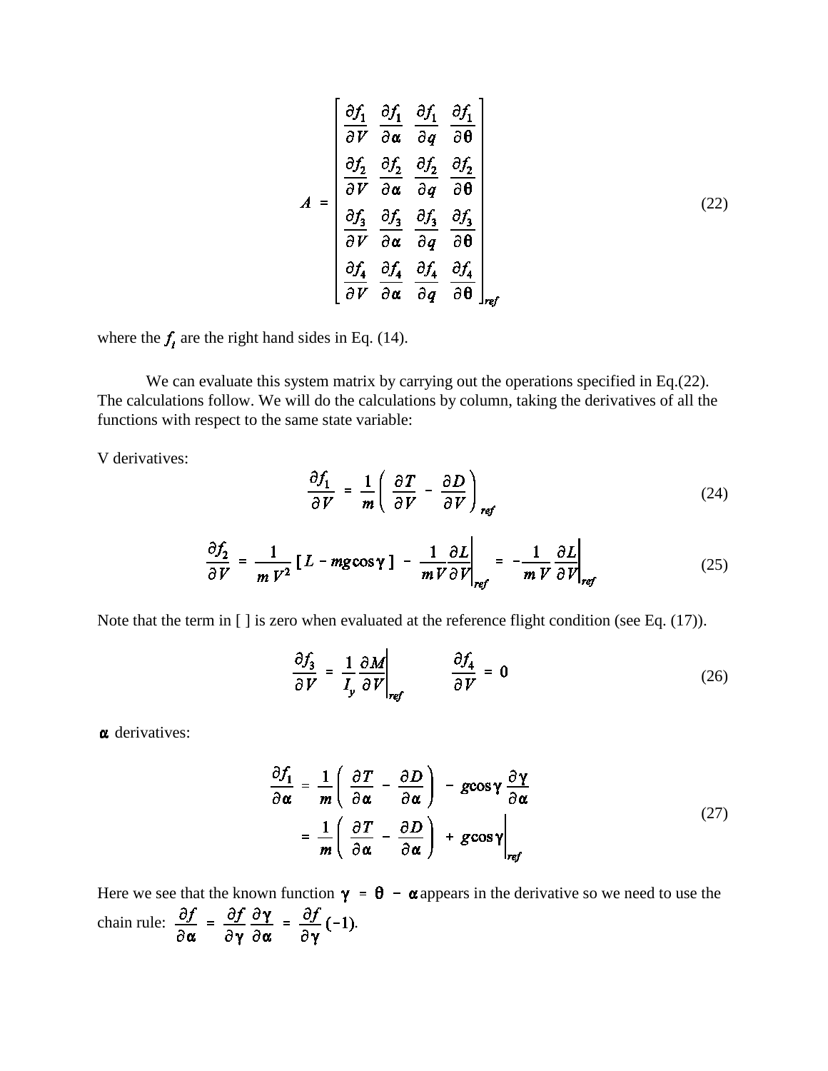$$A = \begin{bmatrix} \frac{\partial f_1}{\partial V} & \frac{\partial f_1}{\partial \alpha} & \frac{\partial f_1}{\partial q} & \frac{\partial f_1}{\partial \theta} \\ \frac{\partial f_2}{\partial V} & \frac{\partial f_2}{\partial \alpha} & \frac{\partial f_2}{\partial q} & \frac{\partial f_2}{\partial \theta} \\ \frac{\partial f_3}{\partial V} & \frac{\partial f_3}{\partial \alpha} & \frac{\partial f_3}{\partial q} & \frac{\partial f_3}{\partial \theta} \\ \frac{\partial f_4}{\partial V} & \frac{\partial f_4}{\partial \alpha} & \frac{\partial f_4}{\partial q} & \frac{\partial f_4}{\partial \theta} \end{bmatrix}_{ref} \tag{22}$$

where the $f_i$ are the right hand sides in Eq. (14).

We can evaluate this system matrix by carrying out the operations specified in Eq.(22). The calculations follow. We will do the calculations by column, taking the derivatives of all the functions with respect to the same state variable:

V derivatives:

$$\frac{\partial f_1}{\partial V} = \frac{1}{m}\left( \frac{\partial T}{\partial V} - \frac{\partial D}{\partial V} \right)_{ref} \tag{24}$$

$$\frac{\partial f_2}{\partial V} = \frac{1}{m V^2}\left[ L - mg\cos\gamma \right] - \frac{1}{mV}\frac{\partial L}{\partial V}\bigg|_{ref} = -\frac{1}{m\,V}\frac{\partial L}{\partial V}\bigg|_{ref} \tag{25}$$

Note that the term in [ ] is zero when evaluated at the reference flight condition (see Eq. (17)).

$$\frac{\partial f_3}{\partial V} = \frac{1}{I_y}\frac{\partial M}{\partial V}\bigg|_{ref} \qquad \frac{\partial f_4}{\partial V} = 0 \tag{26}$$

$\alpha$ derivatives:

$$\begin{aligned} \frac{\partial f_1}{\partial \alpha} &= \frac{1}{m}\left( \frac{\partial T}{\partial \alpha} - \frac{\partial D}{\partial \alpha} \right) - g\cos\gamma\,\frac{\partial \gamma}{\partial \alpha} \\ &= \frac{1}{m}\left( \frac{\partial T}{\partial \alpha} - \frac{\partial D}{\partial \alpha} \right) + g\cos\gamma\bigg|_{ref} \end{aligned} \tag{27}$$

Here we see that the known function $\gamma = \theta - \alpha$ appears in the derivative so we need to use the chain rule: $\frac{\partial f}{\partial \alpha} = \frac{\partial f}{\partial \gamma}\frac{\partial \gamma}{\partial \alpha} = \frac{\partial f}{\partial \gamma}(-1)$.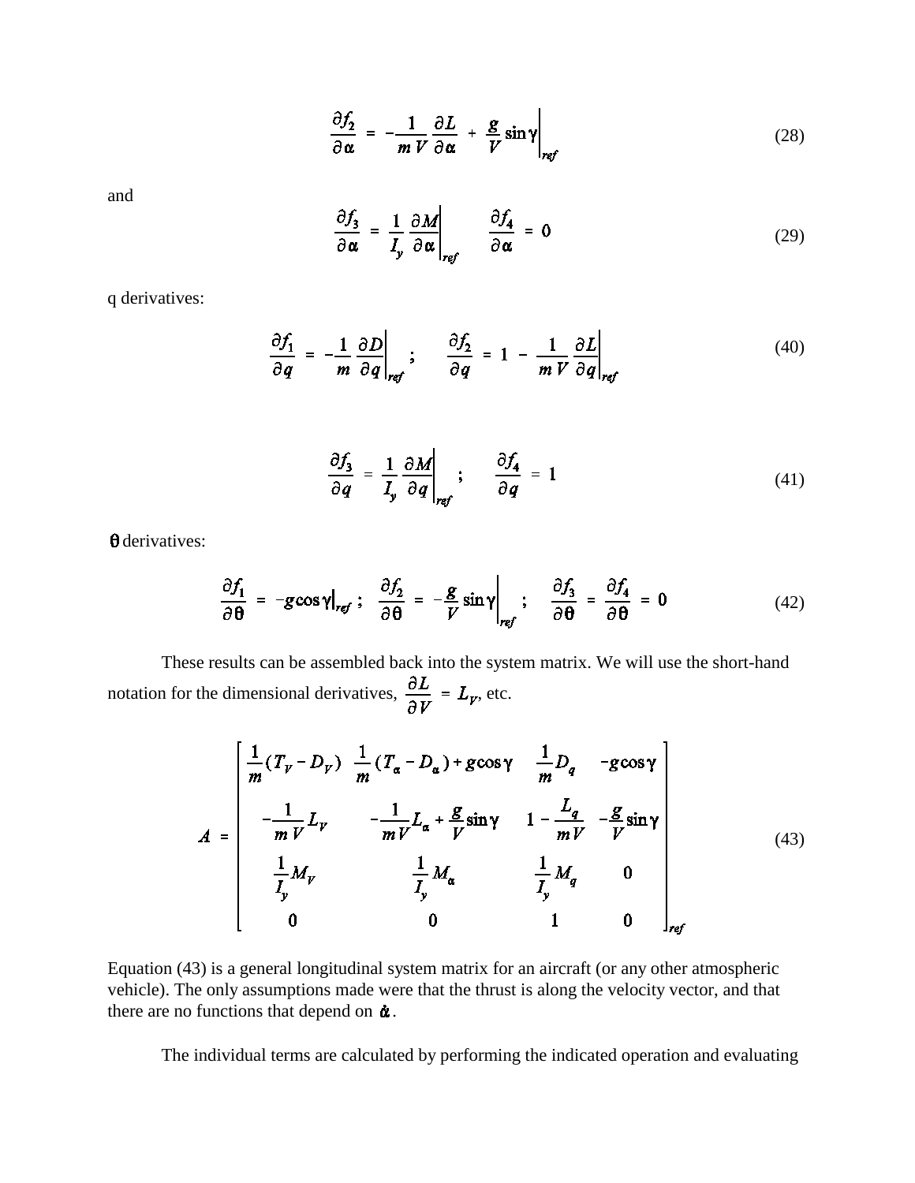$$\frac{\partial f_2}{\partial \alpha} = -\frac{1}{mV}\frac{\partial L}{\partial \alpha} + \frac{g}{V}\sin\gamma\bigg|_{ref} \tag{28}$$

and

$$\frac{\partial f_3}{\partial \alpha} = \frac{1}{I_y}\frac{\partial M}{\partial \alpha}\bigg|_{ref} \qquad \frac{\partial f_4}{\partial \alpha} = 0 \tag{29}$$

q derivatives:

$$\frac{\partial f_1}{\partial q} = -\frac{1}{m}\frac{\partial D}{\partial q}\bigg|_{ref}; \qquad \frac{\partial f_2}{\partial q} = 1 - \frac{1}{mV}\frac{\partial L}{\partial q}\bigg|_{ref} \tag{40}$$

$$\frac{\partial f_3}{\partial q} = \frac{1}{I_y}\frac{\partial M}{\partial q}\bigg|_{ref}; \qquad \frac{\partial f_4}{\partial q} = 1 \tag{41}$$

$\theta$ derivatives:

$$\frac{\partial f_1}{\partial \theta} = -g\cos\gamma\big|_{ref}; \quad \frac{\partial f_2}{\partial \theta} = -\frac{g}{V}\sin\gamma\bigg|_{ref}; \quad \frac{\partial f_3}{\partial \theta} = \frac{\partial f_4}{\partial \theta} = 0 \tag{42}$$

These results can be assembled back into the system matrix. We will use the short-hand notation for the dimensional derivatives, $\frac{\partial L}{\partial V} = L_V$, etc.

$$A = \begin{bmatrix} \frac{1}{m}(T_V - D_V) & \frac{1}{m}(T_\alpha - D_\alpha) + g\cos\gamma & \frac{1}{m}D_q & -g\cos\gamma \\ -\frac{1}{mV}L_V & -\frac{1}{mV}L_\alpha + \frac{g}{V}\sin\gamma & 1 - \frac{L_q}{mV} & -\frac{g}{V}\sin\gamma \\ \frac{1}{I_y}M_V & \frac{1}{I_y}M_\alpha & \frac{1}{I_y}M_q & 0 \\ 0 & 0 & 1 & 0 \end{bmatrix}_{ref} \tag{43}$$

Equation (43) is a general longitudinal system matrix for an aircraft (or any other atmospheric vehicle). The only assumptions made were that the thrust is along the velocity vector, and that there are no functions that depend on $\dot{\alpha}$.

The individual terms are calculated by performing the indicated operation and evaluating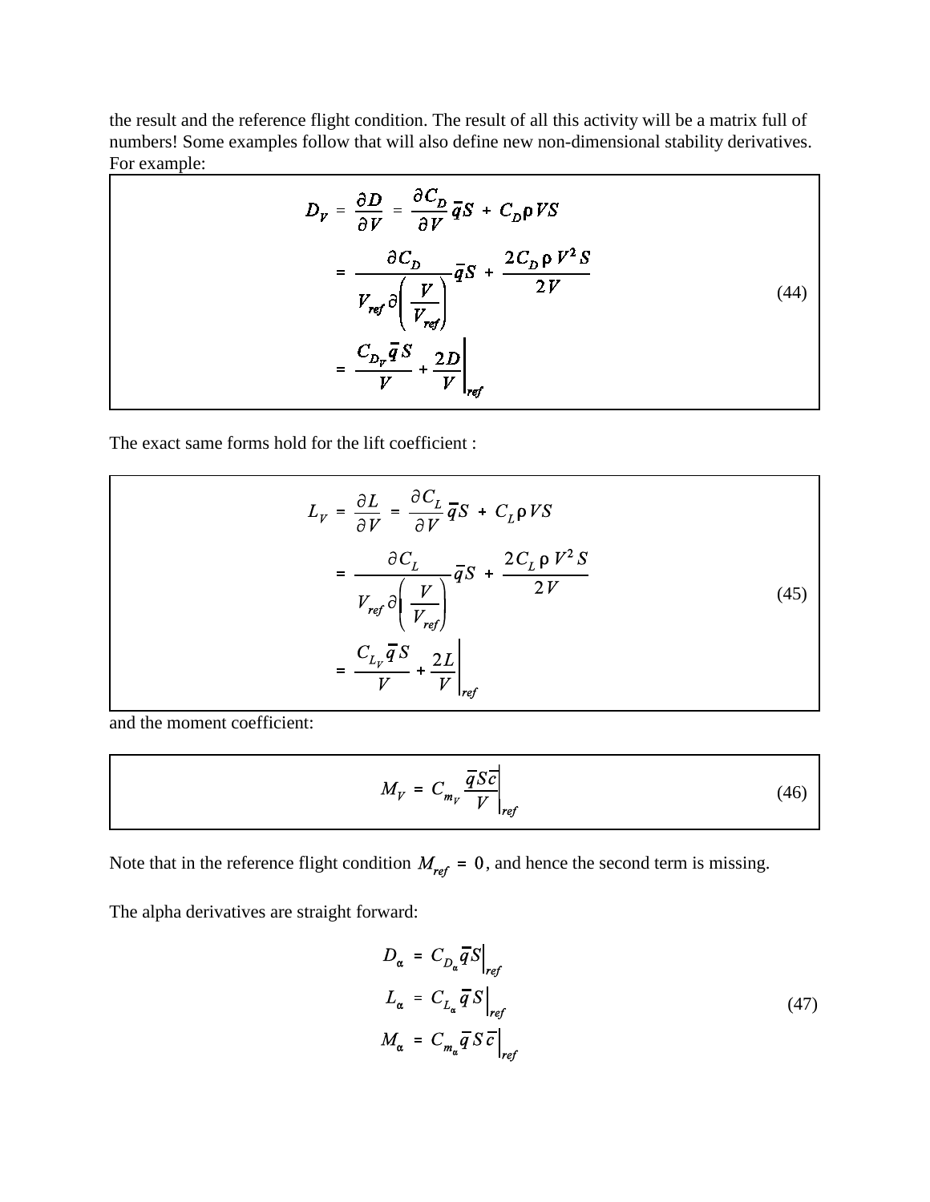the result and the reference flight condition. The result of all this activity will be a matrix full of numbers! Some examples follow that will also define new non-dimensional stability derivatives. For example:

$$
\begin{aligned}
D_V &= \frac{\partial D}{\partial V} = \frac{\partial C_D}{\partial V}\bar{q}S + C_D \rho V S \\
&= \frac{\partial C_D}{V_{ref}\,\partial\left(\dfrac{V}{V_{ref}}\right)}\bar{q}S + \frac{2 C_D \rho V^2 S}{2V} \\
&= \left.\frac{C_{D_V}\bar{q}S}{V} + \frac{2D}{V}\right|_{ref}
\end{aligned}
\tag{44}
$$

The exact same forms hold for the lift coefficient :

$$
\begin{aligned}
L_V &= \frac{\partial L}{\partial V} = \frac{\partial C_L}{\partial V}\bar{q}S + C_L \rho V S \\
&= \frac{\partial C_L}{V_{ref}\,\partial\left(\dfrac{V}{V_{ref}}\right)}\bar{q}S + \frac{2 C_L \rho V^2 S}{2V} \\
&= \left.\frac{C_{L_V}\bar{q}S}{V} + \frac{2L}{V}\right|_{ref}
\end{aligned}
\tag{45}
$$

and the moment coefficient:

$$
M_V = C_{m_V}\left.\frac{\bar{q}S\bar{c}}{V}\right|_{ref}
\tag{46}
$$

Note that in the reference flight condition $M_{ref} = 0$, and hence the second term is missing.

The alpha derivatives are straight forward:

$$
\begin{aligned}
D_\alpha &= C_{D_\alpha}\bar{q}S\big|_{ref} \\
L_\alpha &= C_{L_\alpha}\bar{q}S\big|_{ref} \\
M_\alpha &= C_{m_\alpha}\bar{q}S\bar{c}\big|_{ref}
\end{aligned}
\tag{47}
$$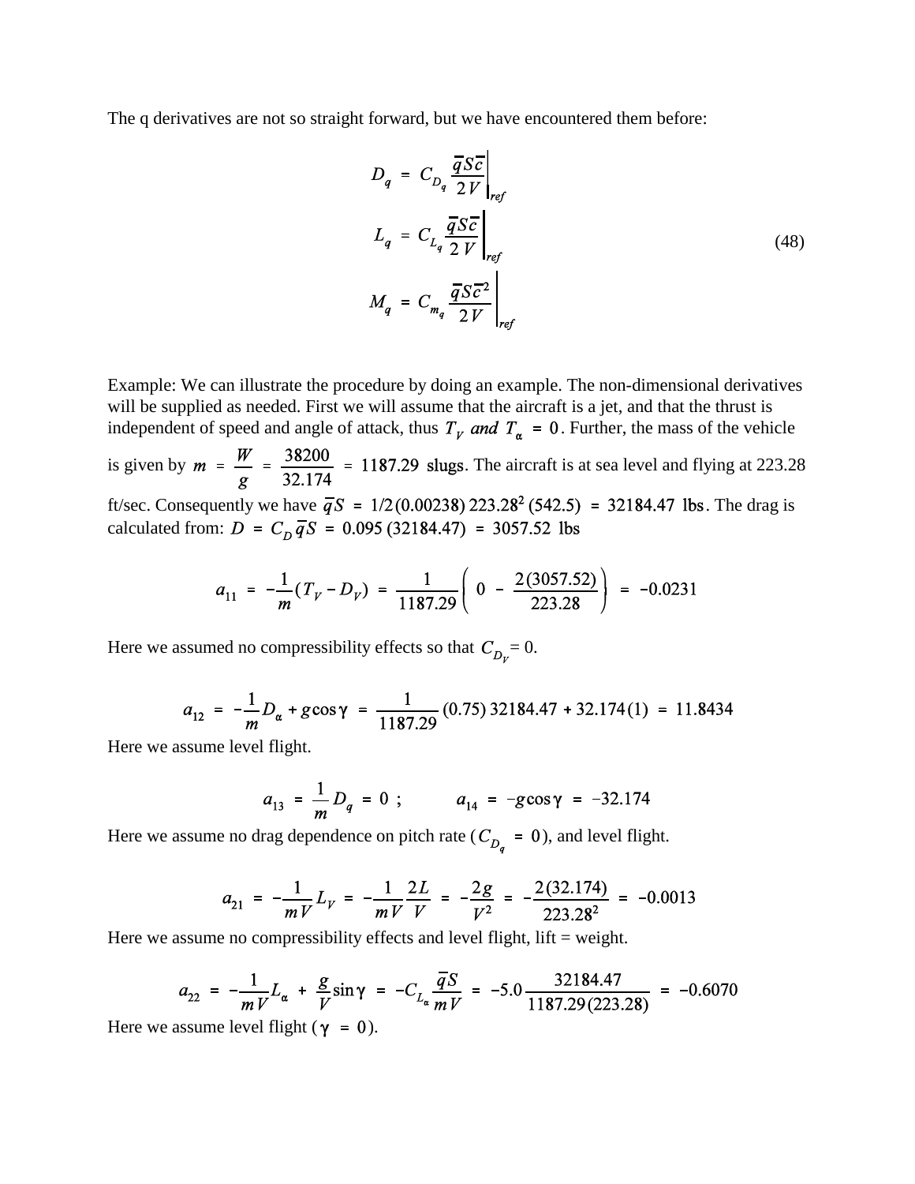The q derivatives are not so straight forward, but we have encountered them before:

$$
\begin{aligned}
D_q &= C_{D_q} \frac{\bar{q} S \bar{c}}{2V}\Bigg|_{ref} \\
L_q &= C_{L_q} \frac{\bar{q} S \bar{c}}{2V}\Bigg|_{ref} \\
M_q &= C_{m_q} \frac{\bar{q} S \bar{c}^2}{2V}\Bigg|_{ref}
\end{aligned}
\tag{48}
$$

Example: We can illustrate the procedure by doing an example. The non-dimensional derivatives will be supplied as needed. First we will assume that the aircraft is a jet, and that the thrust is independent of speed and angle of attack, thus $T_V$ *and* $T_\alpha = 0$. Further, the mass of the vehicle is given by $m = \frac{W}{g} = \frac{38200}{32.174} = 1187.29 \text{ slugs}$. The aircraft is at sea level and flying at 223.28 ft/sec. Consequently we have $\bar{q}S = 1/2(0.00238)\,223.28^2\,(542.5) = 32184.47 \text{ lbs}$. The drag is calculated from: $D = C_D \bar{q} S = 0.095\,(32184.47) = 3057.52 \text{ lbs}$

$$
a_{11} = -\frac{1}{m}(T_V - D_V) = \frac{1}{1187.29}\left(0 - \frac{2(3057.52)}{223.28}\right) = -0.0231
$$

Here we assumed no compressibility effects so that $C_{D_V} = 0$.

$$
a_{12} = -\frac{1}{m}D_\alpha + g\cos\gamma = \frac{1}{1187.29}(0.75)\,32184.47 + 32.174(1) = 11.8434
$$

Here we assume level flight.

$$
a_{13} = \frac{1}{m}D_q = 0 \; ; \qquad a_{14} = -g\cos\gamma = -32.174
$$

Here we assume no drag dependence on pitch rate ($C_{D_q} = 0$), and level flight.

$$
a_{21} = -\frac{1}{mV}L_V = -\frac{1}{mV}\frac{2L}{V} = -\frac{2g}{V^2} = -\frac{2(32.174)}{223.28^2} = -0.0013
$$

Here we assume no compressibility effects and level flight, lift = weight.

$$
a_{22} = -\frac{1}{mV}L_\alpha + \frac{g}{V}\sin\gamma = -C_{L_\alpha}\frac{\bar{q}S}{mV} = -5.0\,\frac{32184.47}{1187.29(223.28)} = -0.6070
$$

Here we assume level flight ($\gamma = 0$).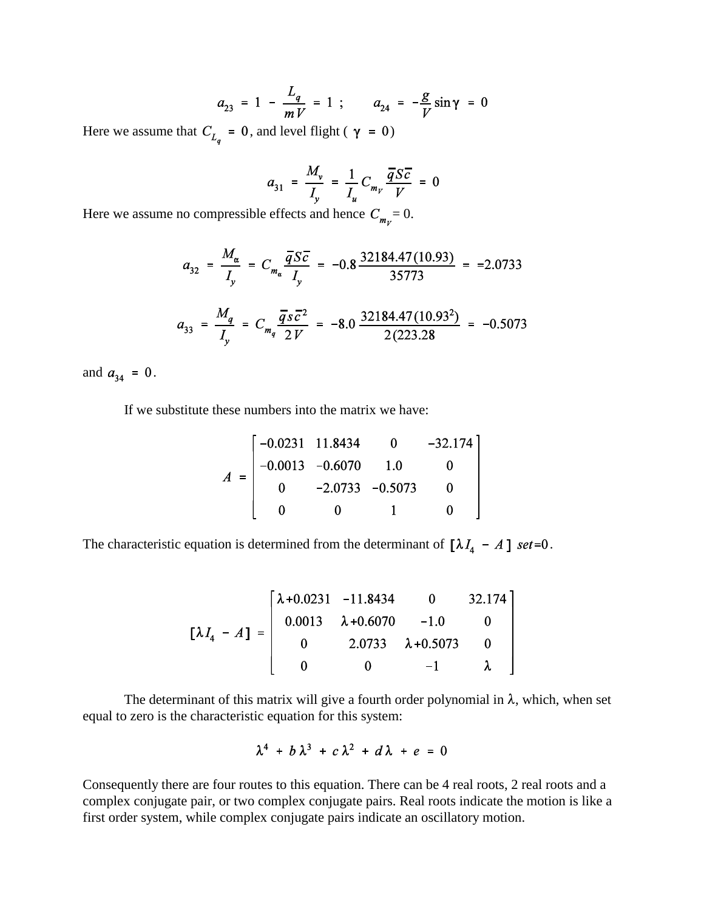$$a_{23} = 1 - \frac{L_q}{mV} = 1 \ ; \qquad a_{24} = -\frac{g}{V}\sin\gamma = 0$$

Here we assume that $C_{L_q} = 0$, and level flight ( $\gamma = 0$)

$$a_{31} = \frac{M_v}{I_y} = \frac{1}{I_u} C_{m_V} \frac{\bar{q}S\bar{c}}{V} = 0$$

Here we assume no compressible effects and hence $C_{m_V} = 0$.

$$a_{32} = \frac{M_\alpha}{I_y} = C_{m_\alpha} \frac{\bar{q}S\bar{c}}{I_y} = -0.8 \frac{32184.47(10.93)}{35773} = =2.0733$$

$$a_{33} = \frac{M_q}{I_y} = C_{m_q} \frac{\bar{q}s\bar{c}^2}{2V} = -8.0 \frac{32184.47(10.93^2)}{2(223.28} = -0.5073$$

and $a_{34} = 0$.

If we substitute these numbers into the matrix we have:

$$A = \begin{bmatrix} -0.0231 & 11.8434 & 0 & -32.174 \\ -0.0013 & -0.6070 & 1.0 & 0 \\ 0 & -2.0733 & -0.5073 & 0 \\ 0 & 0 & 1 & 0 \end{bmatrix}$$

The characteristic equation is determined from the determinant of $[\lambda I_4 - A]$ $set{=}0$.

$$[\lambda I_4 - A] = \begin{bmatrix} \lambda+0.0231 & -11.8434 & 0 & 32.174 \\ 0.0013 & \lambda+0.6070 & -1.0 & 0 \\ 0 & 2.0733 & \lambda+0.5073 & 0 \\ 0 & 0 & -1 & \lambda \end{bmatrix}$$

The determinant of this matrix will give a fourth order polynomial in $\lambda$, which, when set equal to zero is the characteristic equation for this system:

$$\lambda^4 + b\lambda^3 + c\lambda^2 + d\lambda + e = 0$$

Consequently there are four routes to this equation. There can be 4 real roots, 2 real roots and a complex conjugate pair, or two complex conjugate pairs. Real roots indicate the motion is like a first order system, while complex conjugate pairs indicate an oscillatory motion.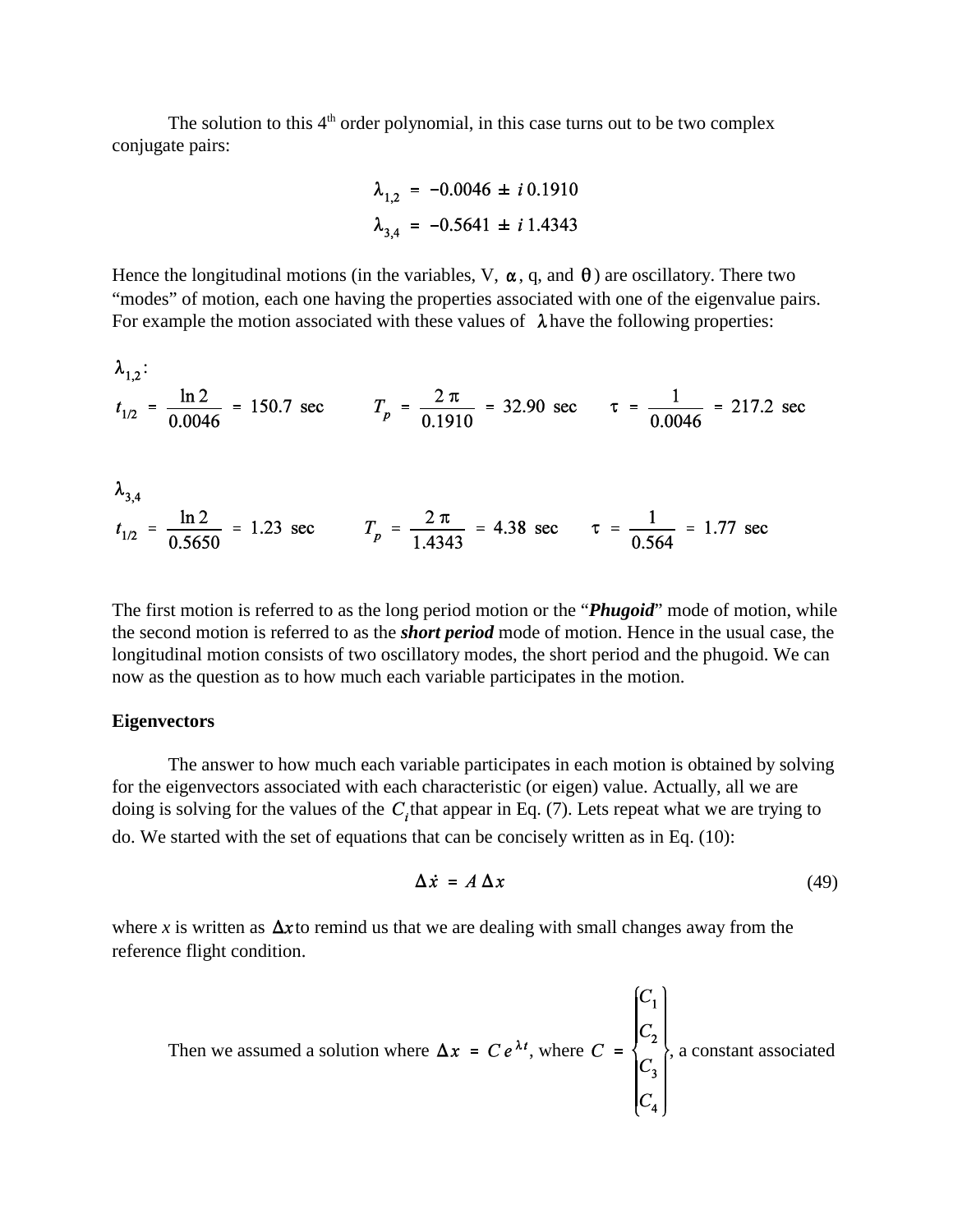The solution to this 4th order polynomial, in this case turns out to be two complex conjugate pairs:

$$\lambda_{1,2} = -0.0046 \pm i\, 0.1910$$
$$\lambda_{3,4} = -0.5641 \pm i\, 1.4343$$

Hence the longitudinal motions (in the variables, V, $\alpha$, q, and $\theta$) are oscillatory. There two "modes" of motion, each one having the properties associated with one of the eigenvalue pairs. For example the motion associated with these values of $\lambda$ have the following properties:

$\lambda_{1,2}$:

$$t_{1/2} = \frac{\ln 2}{0.0046} = 150.7 \text{ sec} \qquad T_p = \frac{2\pi}{0.1910} = 32.90 \text{ sec} \qquad \tau = \frac{1}{0.0046} = 217.2 \text{ sec}$$

$\lambda_{3,4}$

$$t_{1/2} = \frac{\ln 2}{0.5650} = 1.23 \text{ sec} \qquad T_p = \frac{2\pi}{1.4343} = 4.38 \text{ sec} \qquad \tau = \frac{1}{0.564} = 1.77 \text{ sec}$$

The first motion is referred to as the long period motion or the "***Phugoid***" mode of motion, while the second motion is referred to as the ***short period*** mode of motion. Hence in the usual case, the longitudinal motion consists of two oscillatory modes, the short period and the phugoid. We can now as the question as to how much each variable participates in the motion.

**Eigenvectors**

The answer to how much each variable participates in each motion is obtained by solving for the eigenvectors associated with each characteristic (or eigen) value. Actually, all we are doing is solving for the values of the $C_i$ that appear in Eq. (7). Lets repeat what we are trying to do. We started with the set of equations that can be concisely written as in Eq. (10):

$$\Delta\dot{x} = A\,\Delta x \tag{49}$$

where *x* is written as $\Delta x$ to remind us that we are dealing with small changes away from the reference flight condition.

Then we assumed a solution where $\Delta x = C e^{\lambda t}$, where $C = \begin{Bmatrix} C_1 \\ C_2 \\ C_3 \\ C_4 \end{Bmatrix}$, a constant associated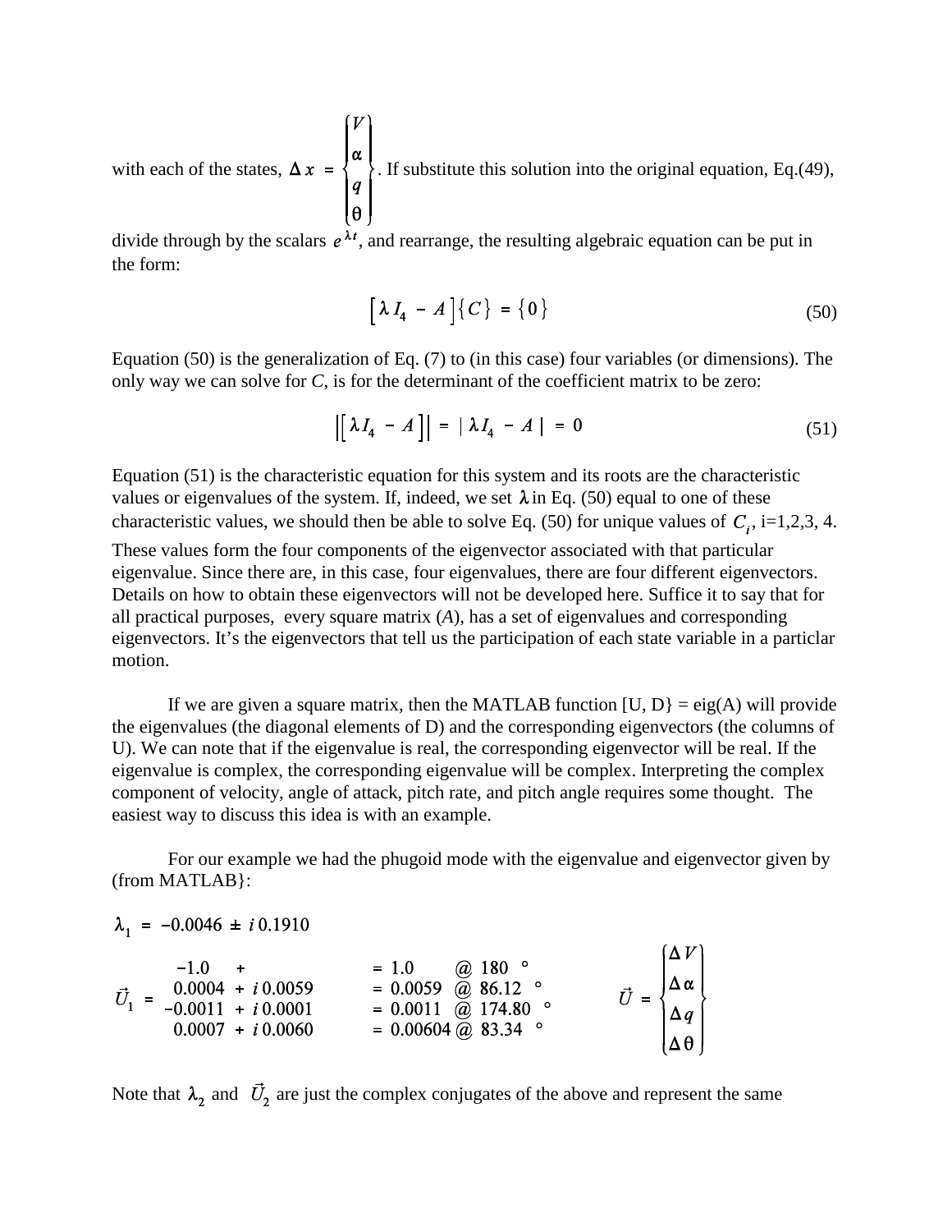with each of the states, $\Delta x = \begin{Bmatrix} V \\ \alpha \\ q \\ \theta \end{Bmatrix}$. If substitute this solution into the original equation, Eq.(49), divide through by the scalars $e^{\lambda t}$, and rearrange, the resulting algebraic equation can be put in the form:

$$\left[ \lambda I_4 - A \right] \{ C \} = \{ 0 \} \tag{50}$$

Equation (50) is the generalization of Eq. (7) to (in this case) four variables (or dimensions). The only way we can solve for *C*, is for the determinant of the coefficient matrix to be zero:

$$\left| \left[ \lambda I_4 - A \right] \right| = | \lambda I_4 - A | = 0 \tag{51}$$

Equation (51) is the characteristic equation for this system and its roots are the characteristic values or eigenvalues of the system. If, indeed, we set $\lambda$ in Eq. (50) equal to one of these characteristic values, we should then be able to solve Eq. (50) for unique values of $C_i$, i=1,2,3, 4. These values form the four components of the eigenvector associated with that particular eigenvalue. Since there are, in this case, four eigenvalues, there are four different eigenvectors. Details on how to obtain these eigenvectors will not be developed here. Suffice it to say that for all practical purposes, every square matrix (*A*), has a set of eigenvalues and corresponding eigenvectors. It's the eigenvectors that tell us the participation of each state variable in a particlar motion.

If we are given a square matrix, then the MATLAB function [U, D} = eig(A) will provide the eigenvalues (the diagonal elements of D) and the corresponding eigenvectors (the columns of U). We can note that if the eigenvalue is real, the corresponding eigenvector will be real. If the eigenvalue is complex, the corresponding eigenvalue will be complex. Interpreting the complex component of velocity, angle of attack, pitch rate, and pitch angle requires some thought. The easiest way to discuss this idea is with an example.

For our example we had the phugoid mode with the eigenvalue and eigenvector given by (from MATLAB}:

$$\lambda_1 = -0.0046 \pm i\,0.1910$$

$$\vec{U}_1 = \begin{matrix} -1.0 & + & \\ 0.0004 & + & i\,0.0059 \\ -0.0011 & + & i\,0.0001 \\ 0.0007 & + & i\,0.0060 \end{matrix} \quad \begin{matrix} = 1.0 & @ \ 180^\circ \\ = 0.0059 & @ \ 86.12^\circ \\ = 0.0011 & @ \ 174.80^\circ \\ = 0.00604 & @ \ 83.34^\circ \end{matrix} \qquad \vec{U} = \begin{Bmatrix} \Delta V \\ \Delta \alpha \\ \Delta q \\ \Delta \theta \end{Bmatrix}$$

Note that $\lambda_2$ and $\vec{U}_2$ are just the complex conjugates of the above and represent the same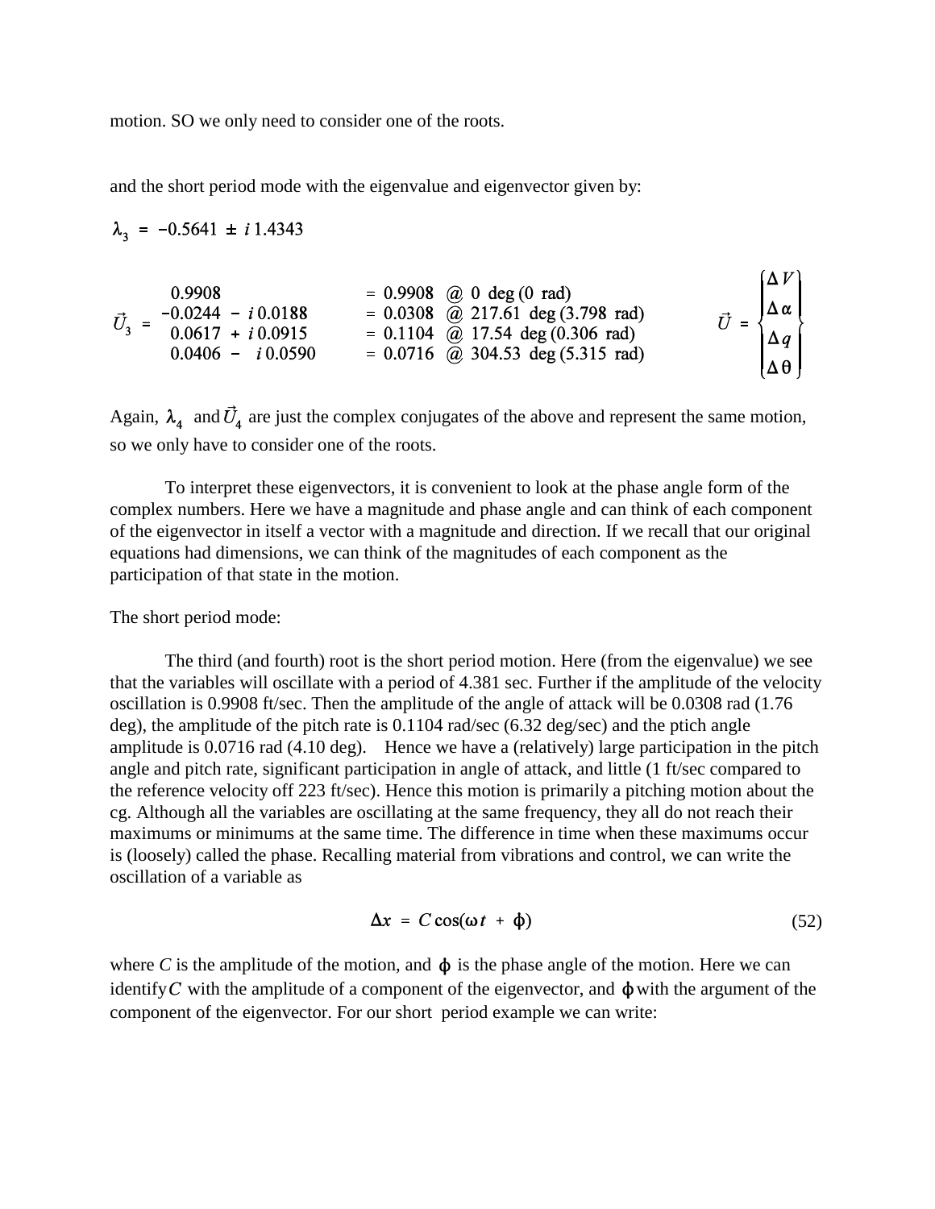motion. SO we only need to consider one of the roots.

and the short period mode with the eigenvalue and eigenvector given by:

$$\lambda_3 = -0.5641 \pm i\,1.4343$$

$$\vec{U}_3 = \begin{matrix} 0.9908 \\ -0.0244 - i\,0.0188 \\ 0.0617 + i\,0.0915 \\ 0.0406 - i\,0.0590 \end{matrix} \quad \begin{matrix} = 0.9908 \;\; @ \;\; 0 \;\; \text{deg}\,(0 \;\; \text{rad}) \\ = 0.0308 \;\; @ \;\; 217.61 \;\; \text{deg}\,(3.798 \;\; \text{rad}) \\ = 0.1104 \;\; @ \;\; 17.54 \;\; \text{deg}\,(0.306 \;\; \text{rad}) \\ = 0.0716 \;\; @ \;\; 304.53 \;\; \text{deg}\,(5.315 \;\; \text{rad}) \end{matrix} \qquad \vec{U} = \begin{Bmatrix} \Delta V \\ \Delta \alpha \\ \Delta q \\ \Delta \theta \end{Bmatrix}$$

Again, $\lambda_4$ and $\vec{U}_4$ are just the complex conjugates of the above and represent the same motion, so we only have to consider one of the roots.

To interpret these eigenvectors, it is convenient to look at the phase angle form of the complex numbers. Here we have a magnitude and phase angle and can think of each component of the eigenvector in itself a vector with a magnitude and direction. If we recall that our original equations had dimensions, we can think of the magnitudes of each component as the participation of that state in the motion.

The short period mode:

The third (and fourth) root is the short period motion. Here (from the eigenvalue) we see that the variables will oscillate with a period of 4.381 sec. Further if the amplitude of the velocity oscillation is 0.9908 ft/sec. Then the amplitude of the angle of attack will be 0.0308 rad (1.76 deg), the amplitude of the pitch rate is 0.1104 rad/sec (6.32 deg/sec) and the ptich angle amplitude is 0.0716 rad (4.10 deg). Hence we have a (relatively) large participation in the pitch angle and pitch rate, significant participation in angle of attack, and little (1 ft/sec compared to the reference velocity off 223 ft/sec). Hence this motion is primarily a pitching motion about the cg. Although all the variables are oscillating at the same frequency, they all do not reach their maximums or minimums at the same time. The difference in time when these maximums occur is (loosely) called the phase. Recalling material from vibrations and control, we can write the oscillation of a variable as

$$\Delta x = C\cos(\omega t + \phi) \tag{52}$$

where $C$ is the amplitude of the motion, and $\phi$ is the phase angle of the motion. Here we can identify $C$ with the amplitude of a component of the eigenvector, and $\phi$ with the argument of the component of the eigenvector. For our short period example we can write: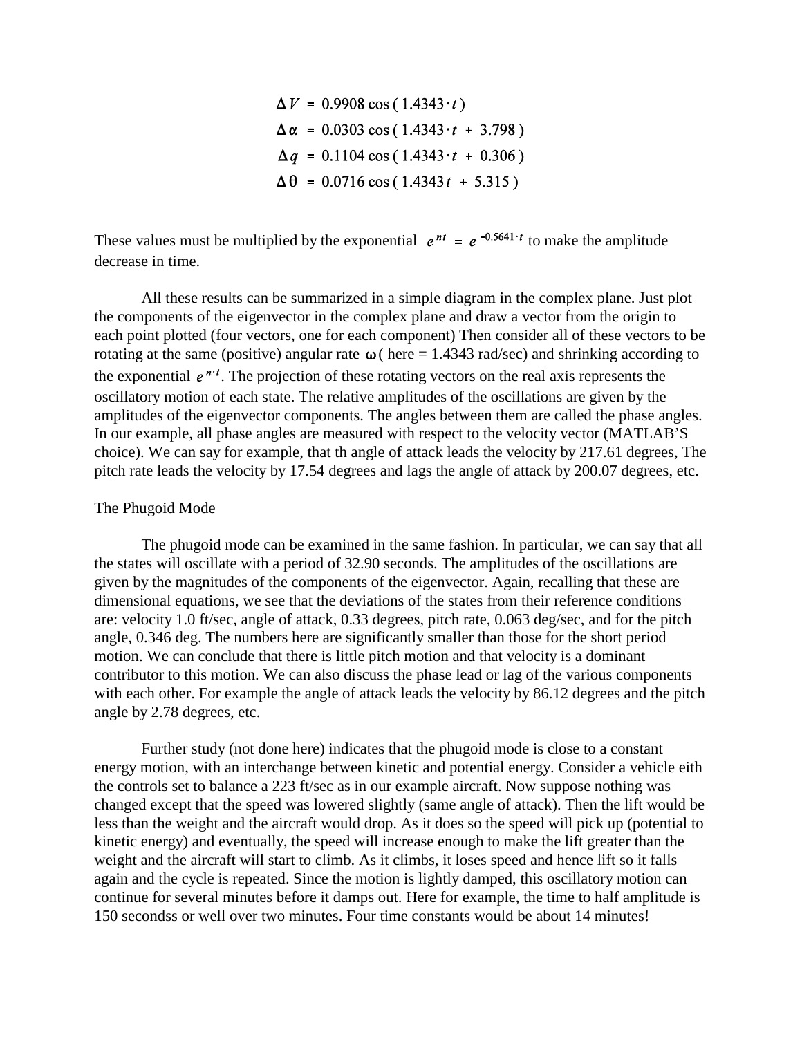$$\Delta V = 0.9908 \cos ( 1.4343 \cdot t )$$

$$\Delta \alpha = 0.0303 \cos ( 1.4343 \cdot t + 3.798 )$$

$$\Delta q = 0.1104 \cos ( 1.4343 \cdot t + 0.306 )$$

$$\Delta \theta = 0.0716 \cos ( 1.4343 t + 5.315 )$$

These values must be multiplied by the exponential $e^{nt} = e^{-0.5641 \cdot t}$ to make the amplitude decrease in time.

All these results can be summarized in a simple diagram in the complex plane. Just plot the components of the eigenvector in the complex plane and draw a vector from the origin to each point plotted (four vectors, one for each component) Then consider all of these vectors to be rotating at the same (positive) angular rate $\omega$ ( here = 1.4343 rad/sec) and shrinking according to the exponential $e^{n \cdot t}$. The projection of these rotating vectors on the real axis represents the oscillatory motion of each state. The relative amplitudes of the oscillations are given by the amplitudes of the eigenvector components. The angles between them are called the phase angles. In our example, all phase angles are measured with respect to the velocity vector (MATLAB'S choice). We can say for example, that th angle of attack leads the velocity by 217.61 degrees, The pitch rate leads the velocity by 17.54 degrees and lags the angle of attack by 200.07 degrees, etc.

The Phugoid Mode

The phugoid mode can be examined in the same fashion. In particular, we can say that all the states will oscillate with a period of 32.90 seconds. The amplitudes of the oscillations are given by the magnitudes of the components of the eigenvector. Again, recalling that these are dimensional equations, we see that the deviations of the states from their reference conditions are: velocity 1.0 ft/sec, angle of attack, 0.33 degrees, pitch rate, 0.063 deg/sec, and for the pitch angle, 0.346 deg. The numbers here are significantly smaller than those for the short period motion. We can conclude that there is little pitch motion and that velocity is a dominant contributor to this motion. We can also discuss the phase lead or lag of the various components with each other. For example the angle of attack leads the velocity by 86.12 degrees and the pitch angle by 2.78 degrees, etc.

Further study (not done here) indicates that the phugoid mode is close to a constant energy motion, with an interchange between kinetic and potential energy. Consider a vehicle eith the controls set to balance a 223 ft/sec as in our example aircraft. Now suppose nothing was changed except that the speed was lowered slightly (same angle of attack). Then the lift would be less than the weight and the aircraft would drop. As it does so the speed will pick up (potential to kinetic energy) and eventually, the speed will increase enough to make the lift greater than the weight and the aircraft will start to climb. As it climbs, it loses speed and hence lift so it falls again and the cycle is repeated. Since the motion is lightly damped, this oscillatory motion can continue for several minutes before it damps out. Here for example, the time to half amplitude is 150 secondss or well over two minutes. Four time constants would be about 14 minutes!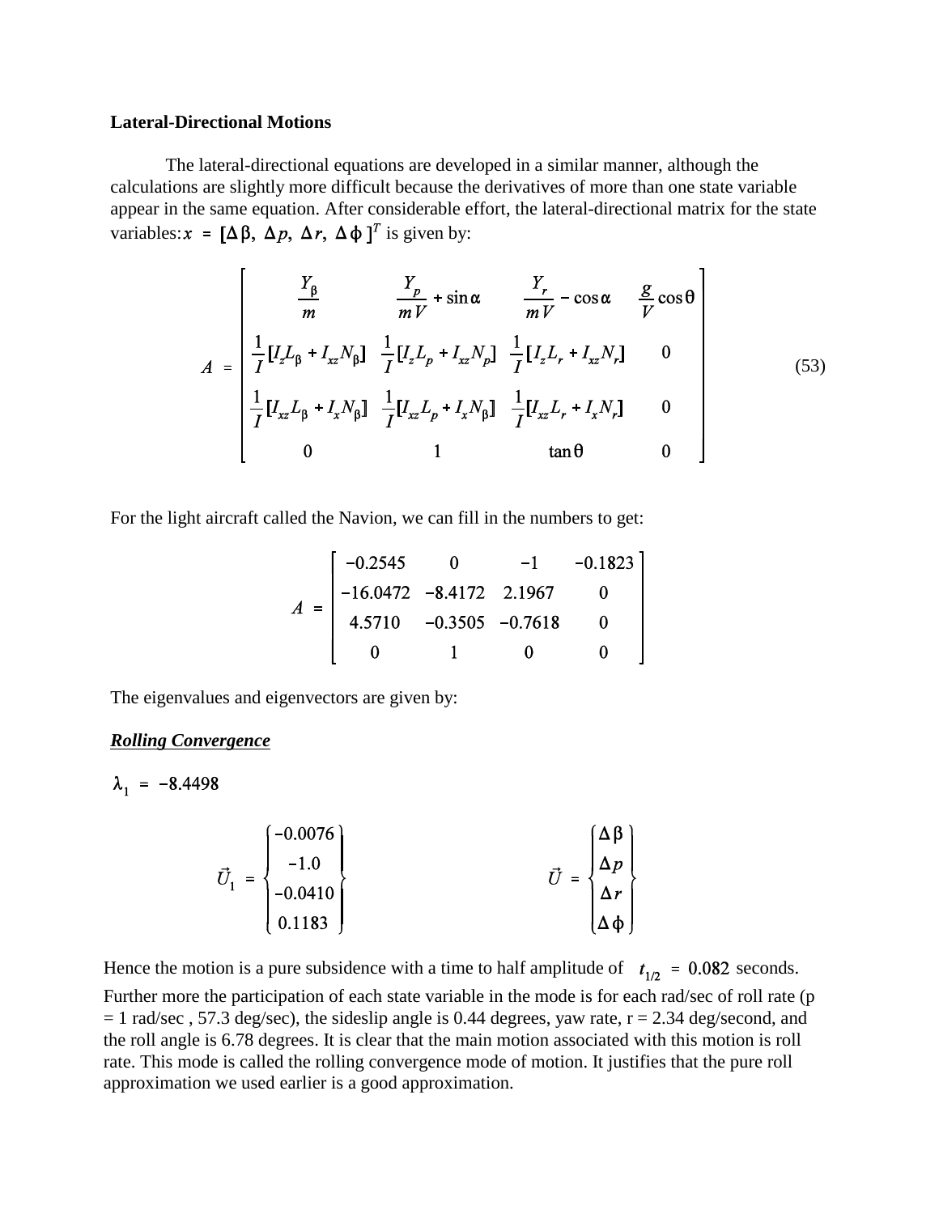**Lateral-Directional Motions**

The lateral-directional equations are developed in a similar manner, although the calculations are slightly more difficult because the derivatives of more than one state variable appear in the same equation. After considerable effort, the lateral-directional matrix for the state variables: $x = [\Delta\beta,\ \Delta p,\ \Delta r,\ \Delta\phi\,]^T$ is given by:

$$
A = \begin{bmatrix}
\dfrac{Y_\beta}{m} & \dfrac{Y_p}{mV} + \sin\alpha & \dfrac{Y_r}{mV} - \cos\alpha & \dfrac{g}{V}\cos\theta \\
\dfrac{1}{I}[I_z L_\beta + I_{xz} N_\beta] & \dfrac{1}{I}[I_z L_p + I_{xz} N_p] & \dfrac{1}{I}[I_z L_r + I_{xz} N_r] & 0 \\
\dfrac{1}{I}[I_{xz} L_\beta + I_x N_\beta] & \dfrac{1}{I}[I_{xz} L_p + I_x N_\beta] & \dfrac{1}{I}[I_{xz} L_r + I_x N_r] & 0 \\
0 & 1 & \tan\theta & 0
\end{bmatrix} \tag{53}
$$

For the light aircraft called the Navion, we can fill in the numbers to get:

$$
A = \begin{bmatrix}
-0.2545 & 0 & -1 & -0.1823 \\
-16.0472 & -8.4172 & 2.1967 & 0 \\
4.5710 & -0.3505 & -0.7618 & 0 \\
0 & 1 & 0 & 0
\end{bmatrix}
$$

The eigenvalues and eigenvectors are given by:

***Rolling Convergence***

$\lambda_1 = -8.4498$

$$
\vec{U}_1 = \begin{Bmatrix} -0.0076 \\ -1.0 \\ -0.0410 \\ 0.1183 \end{Bmatrix} \qquad \vec{U} = \begin{Bmatrix} \Delta\beta \\ \Delta p \\ \Delta r \\ \Delta\phi \end{Bmatrix}
$$

Hence the motion is a pure subsidence with a time to half amplitude of $t_{1/2} = 0.082$ seconds. Further more the participation of each state variable in the mode is for each rad/sec of roll rate (p = 1 rad/sec , 57.3 deg/sec), the sideslip angle is 0.44 degrees, yaw rate, r = 2.34 deg/second, and the roll angle is 6.78 degrees. It is clear that the main motion associated with this motion is roll rate. This mode is called the rolling convergence mode of motion. It justifies that the pure roll approximation we used earlier is a good approximation.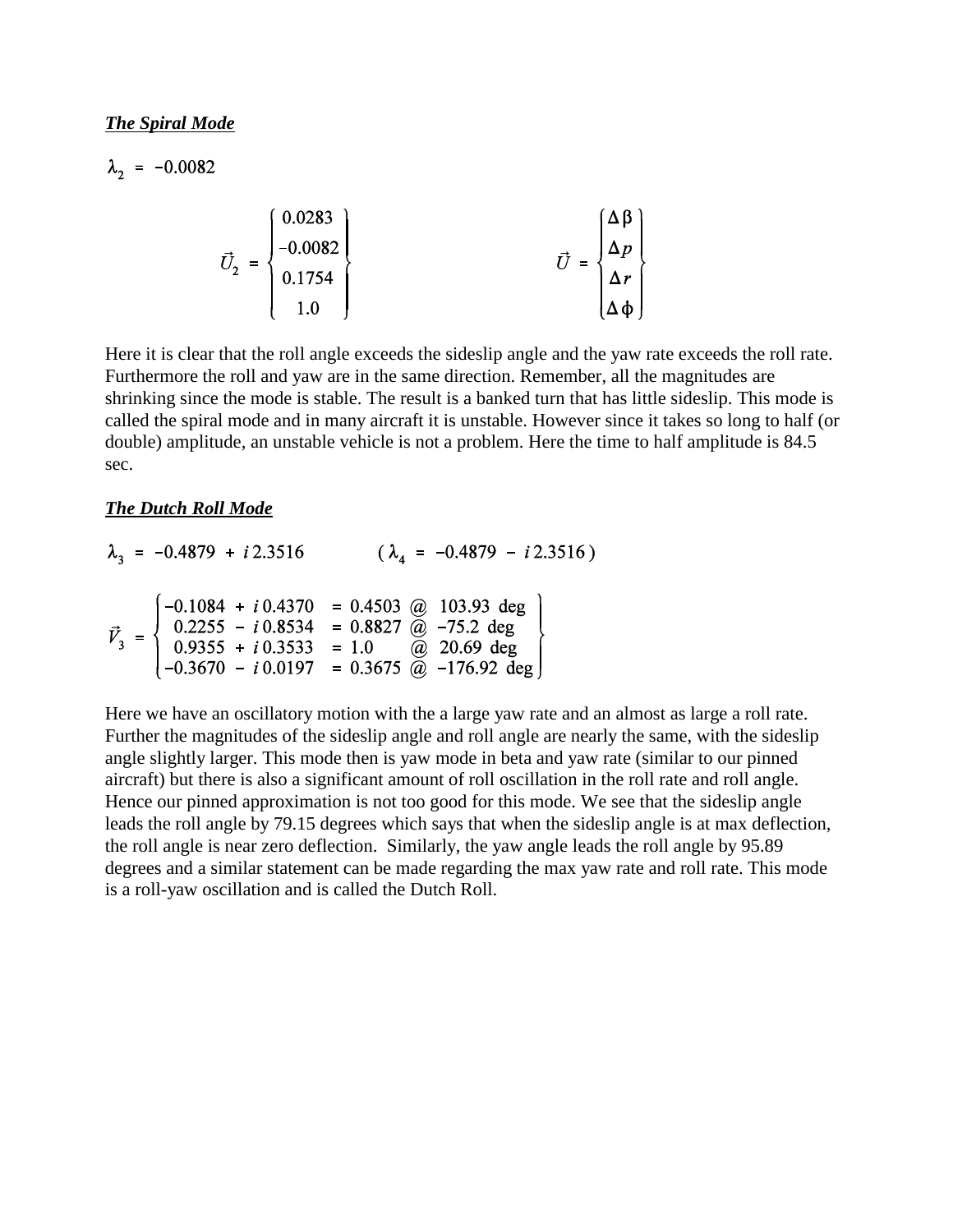***The Spiral Mode***

$\lambda_2 = -0.0082$

$$\vec{U}_2 = \begin{Bmatrix} 0.0283 \\ -0.0082 \\ 0.1754 \\ 1.0 \end{Bmatrix} \qquad \qquad \vec{U} = \begin{Bmatrix} \Delta\beta \\ \Delta p \\ \Delta r \\ \Delta\phi \end{Bmatrix}$$

Here it is clear that the roll angle exceeds the sideslip angle and the yaw rate exceeds the roll rate. Furthermore the roll and yaw are in the same direction. Remember, all the magnitudes are shrinking since the mode is stable. The result is a banked turn that has little sideslip. This mode is called the spiral mode and in many aircraft it is unstable. However since it takes so long to half (or double) amplitude, an unstable vehicle is not a problem. Here the time to half amplitude is 84.5 sec.

***The Dutch Roll Mode***

$\lambda_3 = -0.4879 + i\,2.3516 \qquad (\lambda_4 = -0.4879 - i\,2.3516)$

$$\vec{V}_3 = \begin{Bmatrix} -0.1084 + i\,0.4370 & = 0.4503 \ @ \ 103.93 \text{ deg} \\ 0.2255 - i\,0.8534 & = 0.8827 \ @ \ -75.2 \text{ deg} \\ 0.9355 + i\,0.3533 & = 1.0 \ @ \ 20.69 \text{ deg} \\ -0.3670 - i\,0.0197 & = 0.3675 \ @ \ -176.92 \text{ deg} \end{Bmatrix}$$

Here we have an oscillatory motion with the a large yaw rate and an almost as large a roll rate. Further the magnitudes of the sideslip angle and roll angle are nearly the same, with the sideslip angle slightly larger. This mode then is yaw mode in beta and yaw rate (similar to our pinned aircraft) but there is also a significant amount of roll oscillation in the roll rate and roll angle. Hence our pinned approximation is not too good for this mode. We see that the sideslip angle leads the roll angle by 79.15 degrees which says that when the sideslip angle is at max deflection, the roll angle is near zero deflection. Similarly, the yaw angle leads the roll angle by 95.89 degrees and a similar statement can be made regarding the max yaw rate and roll rate. This mode is a roll-yaw oscillation and is called the Dutch Roll.